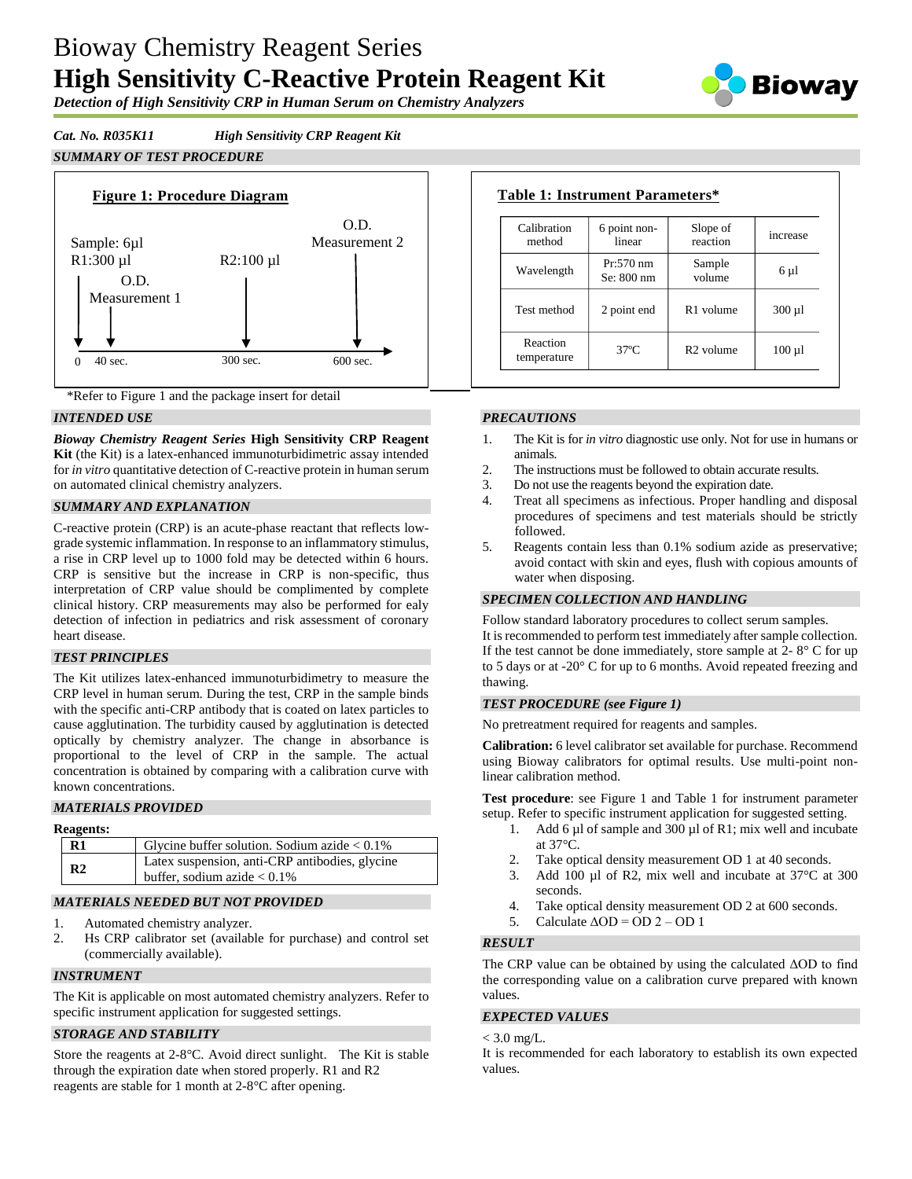# Bioway Chemistry Reagent Series
# High Sensitivity C-Reactive Protein Reagent Kit

***Detection of High Sensitivity CRP in Human Serum on Chemistry Analyzers***

***Cat. No. R035K11*** ***High Sensitivity CRP Reagent Kit***

## *SUMMARY OF TEST PROCEDURE*

**Figure 1: Procedure Diagram**

Sample: 6µl
R1:300 µl — 0
O.D. Measurement 1 — 40 sec.
R2:100 µl — 300 sec.
O.D. Measurement 2 — 600 sec.

\*Refer to Figure 1 and the package insert for detail

**Table 1: Instrument Parameters\***

| Calibration method | 6 point non-linear | Slope of reaction | increase |
|---|---|---|---|
| Wavelength | Pr:570 nm<br>Se: 800 nm | Sample volume | 6 µl |
| Test method | 2 point end | R1 volume | 300 µl |
| Reaction temperature | 37ºC | R2 volume | 100 µl |

## *INTENDED USE*

***Bioway Chemistry Reagent Series*** **High Sensitivity CRP Reagent Kit** (the Kit) is a latex-enhanced immunoturbidimetric assay intended for *in vitro* quantitative detection of C-reactive protein in human serum on automated clinical chemistry analyzers.

## *SUMMARY AND EXPLANATION*

C-reactive protein (CRP) is an acute-phase reactant that reflects low-grade systemic inflammation. In response to an inflammatory stimulus, a rise in CRP level up to 1000 fold may be detected within 6 hours. CRP is sensitive but the increase in CRP is non-specific, thus interpretation of CRP value should be complimented by complete clinical history. CRP measurements may also be performed for ealy detection of infection in pediatrics and risk assessment of coronary heart disease.

## *TEST PRINCIPLES*

The Kit utilizes latex-enhanced immunoturbidimetry to measure the CRP level in human serum. During the test, CRP in the sample binds with the specific anti-CRP antibody that is coated on latex particles to cause agglutination. The turbidity caused by agglutination is detected optically by chemistry analyzer. The change in absorbance is proportional to the level of CRP in the sample. The actual concentration is obtained by comparing with a calibration curve with known concentrations.

## *MATERIALS PROVIDED*

**Reagents:**

| | |
|---|---|
| **R1** | Glycine buffer solution. Sodium azide < 0.1% |
| **R2** | Latex suspension, anti-CRP antibodies, glycine buffer, sodium azide < 0.1% |

## *MATERIALS NEEDED BUT NOT PROVIDED*

1. Automated chemistry analyzer.
2. Hs CRP calibrator set (available for purchase) and control set (commercially available).

## *INSTRUMENT*

The Kit is applicable on most automated chemistry analyzers. Refer to specific instrument application for suggested settings.

## *STORAGE AND STABILITY*

Store the reagents at 2-8°C. Avoid direct sunlight. The Kit is stable through the expiration date when stored properly. R1 and R2 reagents are stable for 1 month at 2-8°C after opening.

## *PRECAUTIONS*

1. The Kit is for *in vitro* diagnostic use only. Not for use in humans or animals.
2. The instructions must be followed to obtain accurate results.
3. Do not use the reagents beyond the expiration date.
4. Treat all specimens as infectious. Proper handling and disposal procedures of specimens and test materials should be strictly followed.
5. Reagents contain less than 0.1% sodium azide as preservative; avoid contact with skin and eyes, flush with copious amounts of water when disposing.

## *SPECIMEN COLLECTION AND HANDLING*

Follow standard laboratory procedures to collect serum samples.
It is recommended to perform test immediately after sample collection. If the test cannot be done immediately, store sample at 2- 8° C for up to 5 days or at -20° C for up to 6 months. Avoid repeated freezing and thawing.

## *TEST PROCEDURE (see Figure 1)*

No pretreatment required for reagents and samples.

**Calibration:** 6 level calibrator set available for purchase. Recommend using Bioway calibrators for optimal results. Use multi-point non-linear calibration method.

**Test procedure**: see Figure 1 and Table 1 for instrument parameter setup. Refer to specific instrument application for suggested setting.

1. Add 6 µl of sample and 300 µl of R1; mix well and incubate at 37°C.
2. Take optical density measurement OD 1 at 40 seconds.
3. Add 100 µl of R2, mix well and incubate at 37°C at 300 seconds.
4. Take optical density measurement OD 2 at 600 seconds.
5. Calculate $\Delta OD = OD\ 2 - OD\ 1$

## *RESULT*

The CRP value can be obtained by using the calculated ΔOD to find the corresponding value on a calibration curve prepared with known values.

## *EXPECTED VALUES*

< 3.0 mg/L.
It is recommended for each laboratory to establish its own expected values.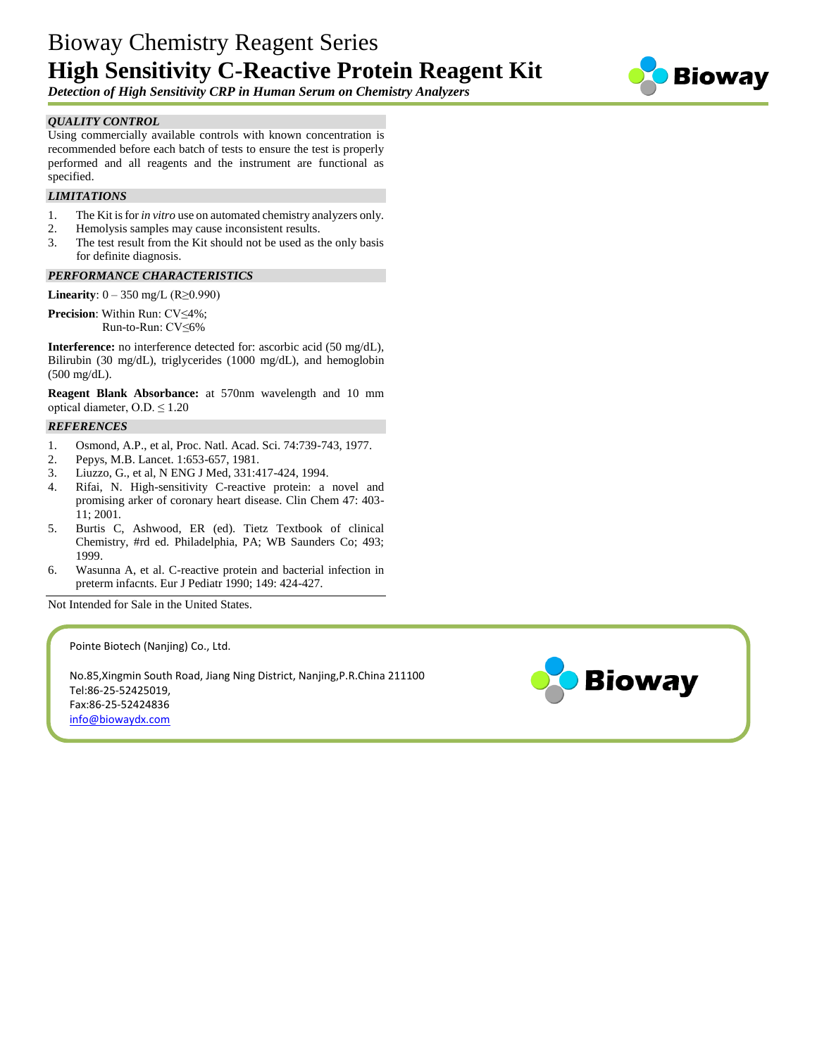# Bioway Chemistry Reagent Series

# High Sensitivity C-Reactive Protein Reagent Kit

***Detection of High Sensitivity CRP in Human Serum on Chemistry Analyzers***

### *QUALITY CONTROL*

Using commercially available controls with known concentration is recommended before each batch of tests to ensure the test is properly performed and all reagents and the instrument are functional as specified.

### *LIMITATIONS*

1. The Kit is for *in vitro* use on automated chemistry analyzers only.
2. Hemolysis samples may cause inconsistent results.
3. The test result from the Kit should not be used as the only basis for definite diagnosis.

### *PERFORMANCE CHARACTERISTICS*

**Linearity**: 0 – 350 mg/L (R≥0.990)

**Precision**: Within Run: CV≤4%;
Run-to-Run: CV≤6%

**Interference:** no interference detected for: ascorbic acid (50 mg/dL), Bilirubin (30 mg/dL), triglycerides (1000 mg/dL), and hemoglobin (500 mg/dL).

**Reagent Blank Absorbance:** at 570nm wavelength and 10 mm optical diameter, O.D. ≤ 1.20

### *REFERENCES*

1. Osmond, A.P., et al, Proc. Natl. Acad. Sci. 74:739-743, 1977.
2. Pepys, M.B. Lancet. 1:653-657, 1981.
3. Liuzzo, G., et al, N ENG J Med, 331:417-424, 1994.
4. Rifai, N. High-sensitivity C-reactive protein: a novel and promising arker of coronary heart disease. Clin Chem 47: 403-11; 2001.
5. Burtis C, Ashwood, ER (ed). Tietz Textbook of clinical Chemistry, #rd ed. Philadelphia, PA; WB Saunders Co; 493; 1999.
6. Wasunna A, et al. C-reactive protein and bacterial infection in preterm infacnts. Eur J Pediatr 1990; 149: 424-427.

Not Intended for Sale in the United States.

Pointe Biotech (Nanjing) Co., Ltd.

No.85,Xingmin South Road, Jiang Ning District, Nanjing,P.R.China 211100
Tel:86-25-52425019,
Fax:86-25-52424836
info@biowaydx.com